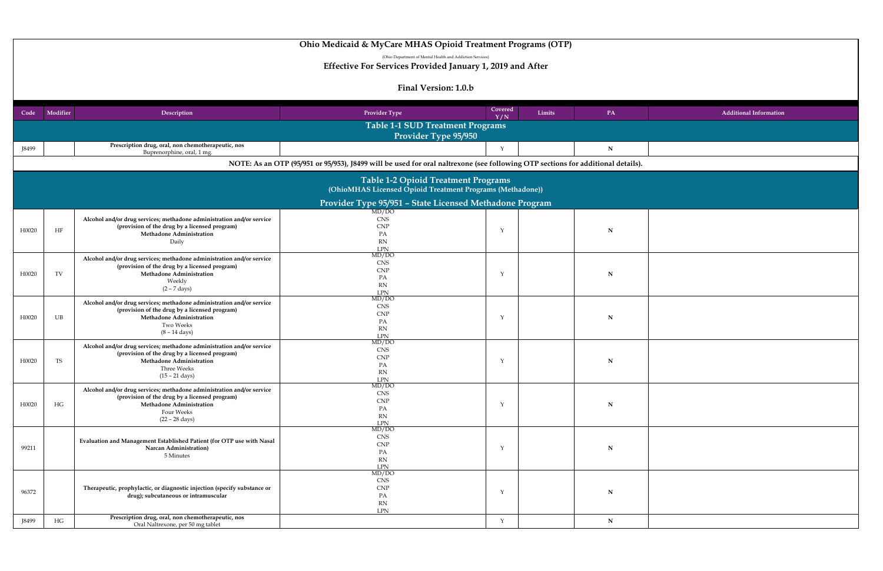# Ohio Medicaid & MyCare MHAS Opioid Treatment Programs (OTP)

(Ohio Department of Mental Health and Addiction Services)

## Effective For Services Provided January 1, 2019 and After

### Final Version: 1.0.b

| Code | Modifier | Description | Provider Type | Covered Y/N | Limits | PA | Additional Information |
|---|---|---|---|---|---|---|---|
| **Table 1-1 SUD Treatment Programs Provider Type 95/950** | | | | | | | |
| J8499 | | **Prescription drug, oral, non chemotherapeutic, nos** Buprenorphine, oral, 1 mg. | | Y | | N | |
| **NOTE: As an OTP (95/951 or 95/953), J8499 will be used for oral naltrexone (see following OTP sections for additional details).** | | | | | | | |
| **Table 1-2 Opioid Treatment Programs (OhioMHAS Licensed Opioid Treatment Programs (Methadone)) Provider Type 95/951 – State Licensed Methadone Program** | | | | | | | |
| H0020 | HF | **Alcohol and/or drug services; methadone administration and/or service (provision of the drug by a licensed program) Methadone Administration** Daily | MD/DO CNS CNP PA RN LPN | Y | | N | |
| H0020 | TV | **Alcohol and/or drug services; methadone administration and/or service (provision of the drug by a licensed program) Methadone Administration** Weekly (2 – 7 days) | MD/DO CNS CNP PA RN LPN | Y | | N | |
| H0020 | UB | **Alcohol and/or drug services; methadone administration and/or service (provision of the drug by a licensed program) Methadone Administration** Two Weeks (8 – 14 days) | MD/DO CNS CNP PA RN LPN | Y | | N | |
| H0020 | TS | **Alcohol and/or drug services; methadone administration and/or service (provision of the drug by a licensed program) Methadone Administration** Three Weeks (15 – 21 days) | MD/DO CNS CNP PA RN LPN | Y | | N | |
| H0020 | HG | **Alcohol and/or drug services; methadone administration and/or service (provision of the drug by a licensed program) Methadone Administration** Four Weeks (22 – 28 days) | MD/DO CNS CNP PA RN LPN | Y | | N | |
| 99211 | | **Evaluation and Management Established Patient (for OTP use with Nasal Narcan Administration)** 5 Minutes | MD/DO CNS CNP PA RN LPN | Y | | N | |
| 96372 | | **Therapeutic, prophylactic, or diagnostic injection (specify substance or drug); subcutaneous or intramuscular** | MD/DO CNS CNP PA RN LPN | Y | | N | |
| J8499 | HG | **Prescription drug, oral, non chemotherapeutic, nos** Oral Naltrexone, per 50 mg tablet | | Y | | N | |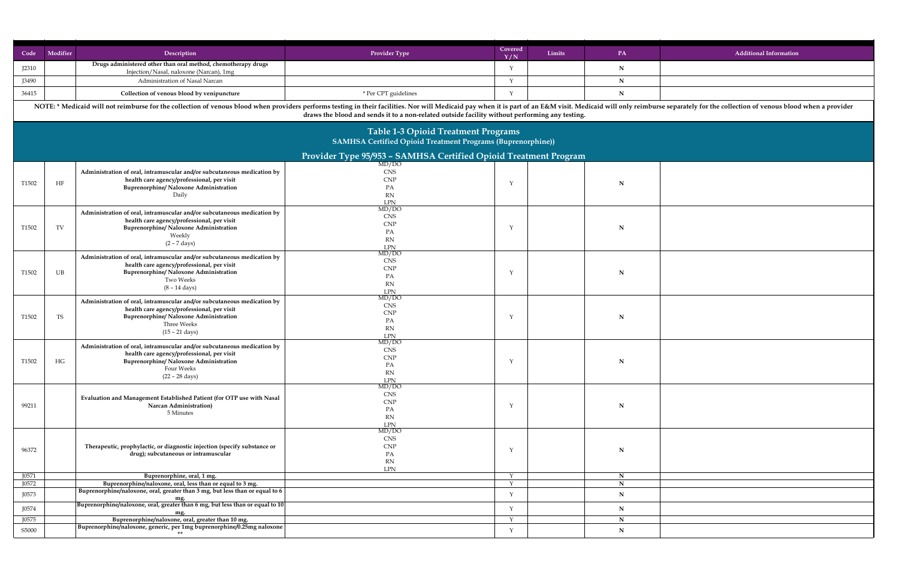| Code | Modifier | Description | Provider Type | Covered Y/N | Limits | PA | Additional Information |
|---|---|---|---|---|---|---|---|
| J2310 | | **Drugs administered other than oral method, chemotherapy drugs** Injection/Nasal, naloxone (Narcan), 1mg | | Y | | **N** | |
| J3490 | | Administration of Nasal Narcan | | Y | | **N** | |
| 36415 | | **Collection of venous blood by venipuncture** | * Per CPT guidelines | Y | | **N** | |

**NOTE: * Medicaid will not reimburse for the collection of venous blood when providers performs testing in their facilities. Nor will Medicaid pay when it is part of an E&M visit. Medicaid will only reimburse separately for the collection of venous blood when a provider draws the blood and sends it to a non-related outside facility without performing any testing.**

## Table 1-3 Opioid Treatment Programs

**SAMHSA Certified Opioid Treatment Programs (Buprenorphine))**

### Provider Type 95/953 – SAMHSA Certified Opioid Treatment Program

| Code | Modifier | Description | Provider Type | Covered Y/N | Limits | PA | Additional Information |
|---|---|---|---|---|---|---|---|
| T1502 | HF | **Administration of oral, intramuscular and/or subcutaneous medication by health care agency/professional, per visit Buprenorphine/ Naloxone Administration** Daily | MD/DO CNS CNP PA RN LPN | Y | | **N** | |
| T1502 | TV | **Administration of oral, intramuscular and/or subcutaneous medication by health care agency/professional, per visit Buprenorphine/ Naloxone Administration** Weekly (2 – 7 days) | MD/DO CNS CNP PA RN LPN | Y | | **N** | |
| T1502 | UB | **Administration of oral, intramuscular and/or subcutaneous medication by health care agency/professional, per visit Buprenorphine/ Naloxone Administration** Two Weeks (8 – 14 days) | MD/DO CNS CNP PA RN LPN | Y | | **N** | |
| T1502 | TS | **Administration of oral, intramuscular and/or subcutaneous medication by health care agency/professional, per visit Buprenorphine/ Naloxone Administration** Three Weeks (15 – 21 days) | MD/DO CNS CNP PA RN LPN | Y | | **N** | |
| T1502 | HG | **Administration of oral, intramuscular and/or subcutaneous medication by health care agency/professional, per visit Buprenorphine/ Naloxone Administration** Four Weeks (22 – 28 days) | MD/DO CNS CNP PA RN LPN | Y | | **N** | |
| 99211 | | **Evaluation and Management Established Patient (for OTP use with Nasal Narcan Administration)** 5 Minutes | MD/DO CNS CNP PA RN LPN | Y | | **N** | |
| 96372 | | **Therapeutic, prophylactic, or diagnostic injection (specify substance or drug); subcutaneous or intramuscular** | MD/DO CNS CNP PA RN LPN | Y | | **N** | |
| J0571 | | **Buprenorphine, oral, 1 mg.** | | Y | | **N** | |
| J0572 | | **Buprenorphine/naloxone, oral, less than or equal to 3 mg.** | | Y | | **N** | |
| J0573 | | **Buprenorphine/naloxone, oral, greater than 3 mg, but less than or equal to 6 mg.** | | Y | | **N** | |
| J0574 | | **Buprenorphine/naloxone, oral, greater than 6 mg, but less than or equal to 10 mg.** | | Y | | **N** | |
| J0575 | | **Buprenorphine/naloxone, oral, greater than 10 mg.** | | Y | | **N** | |
| S5000 | | **Buprenorphine/naloxone, generic, per 1mg buprenorphine/0.25mg naloxone \*\*** | | Y | | **N** | |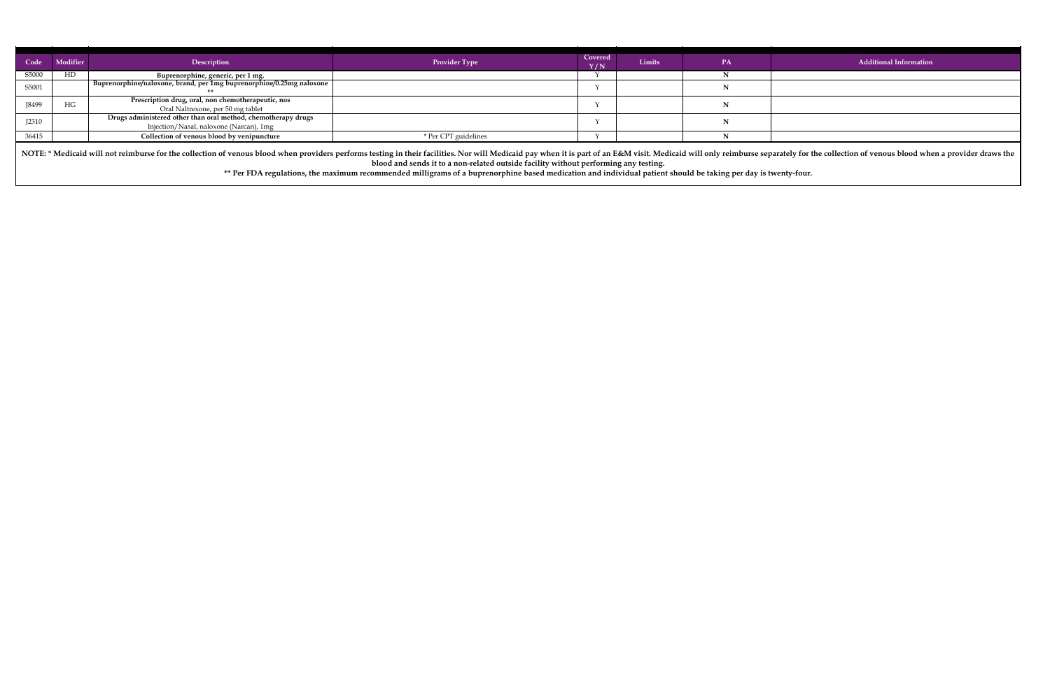| Code | Modifier | Description | Provider Type | Covered Y/N | Limits | PA | Additional Information |
|---|---|---|---|---|---|---|---|
| S5000 | HD | **Buprenorphine, generic, per 1 mg.** | | Y | | **N** | |
| S5001 | | **Buprenorphine/naloxone, brand, per 1mg buprenorphine/0.25mg naloxone** ** | | Y | | **N** | |
| J8499 | HG | **Prescription drug, oral, non chemotherapeutic, nos** Oral Naltrexone, per 50 mg tablet | | Y | | **N** | |
| J2310 | | **Drugs administered other than oral method, chemotherapy drugs** Injection/Nasal, naloxone (Narcan), 1mg | | Y | | **N** | |
| 36415 | | **Collection of venous blood by venipuncture** | * Per CPT guidelines | Y | | **N** | |

**NOTE: * Medicaid will not reimburse for the collection of venous blood when providers performs testing in their facilities. Nor will Medicaid pay when it is part of an E&M visit. Medicaid will only reimburse separately for the collection of venous blood when a provider draws the blood and sends it to a non-related outside facility without performing any testing.**

**** Per FDA regulations, the maximum recommended milligrams of a buprenorphine based medication and individual patient should be taking per day is twenty-four.**